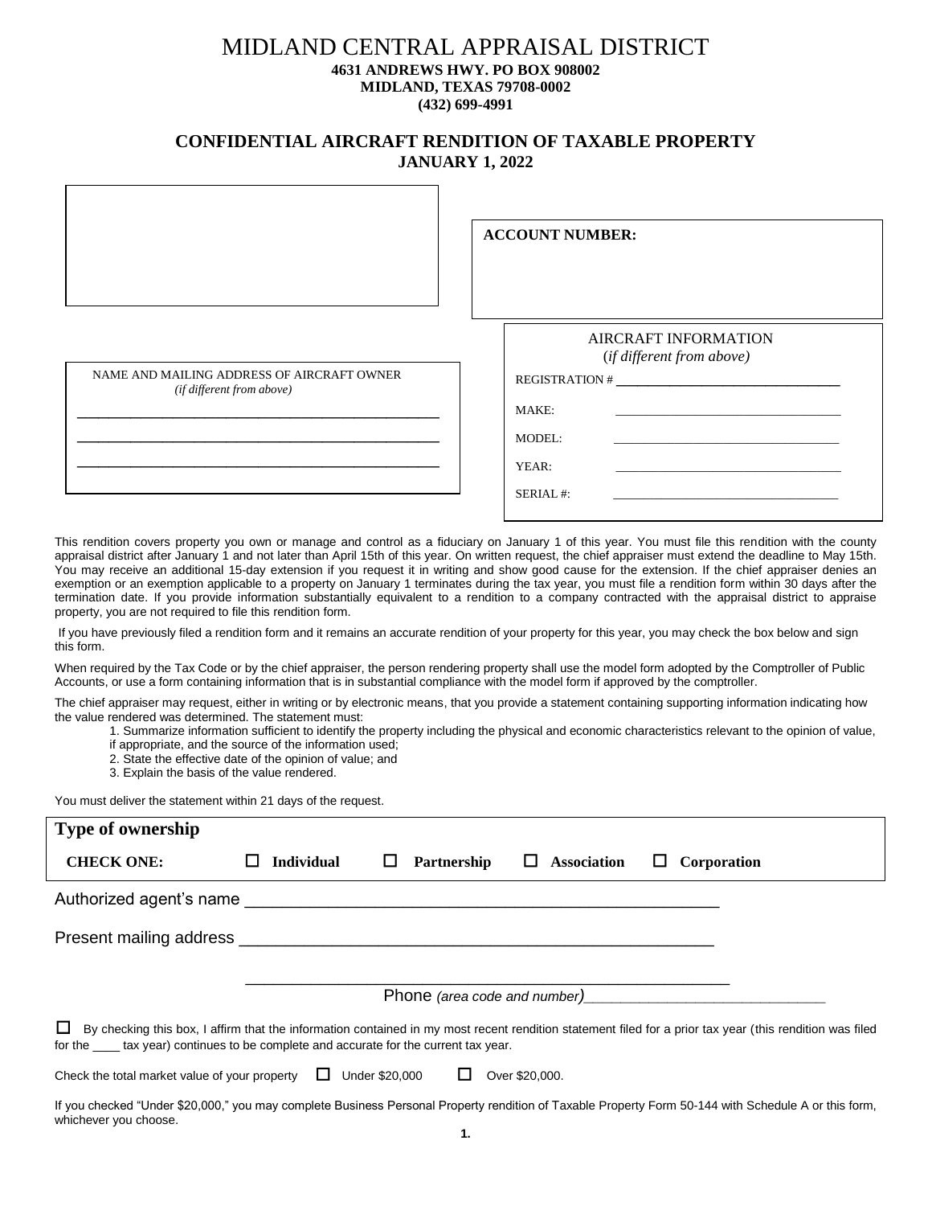# MIDLAND CENTRAL APPRAISAL DISTRICT

**4631 ANDREWS HWY. PO BOX 908002**
**MIDLAND, TEXAS 79708-0002**
**(432) 699-4991**

## CONFIDENTIAL AIRCRAFT RENDITION OF TAXABLE PROPERTY
**JANUARY 1, 2022**

**ACCOUNT NUMBER:**

NAME AND MAILING ADDRESS OF AIRCRAFT OWNER
*(if different from above)*

\_\_\_\_\_\_\_\_\_\_\_\_\_\_\_\_\_\_\_\_\_\_\_\_\_\_\_\_\_\_\_\_\_\_\_\_\_\_\_\_

\_\_\_\_\_\_\_\_\_\_\_\_\_\_\_\_\_\_\_\_\_\_\_\_\_\_\_\_\_\_\_\_\_\_\_\_\_\_\_\_

\_\_\_\_\_\_\_\_\_\_\_\_\_\_\_\_\_\_\_\_\_\_\_\_\_\_\_\_\_\_\_\_\_\_\_\_\_\_\_\_

AIRCRAFT INFORMATION
(*if different from above)*

REGISTRATION # \_\_\_\_\_\_\_\_\_\_\_\_\_\_\_\_\_\_\_\_\_\_\_\_\_\_\_\_

MAKE: \_\_\_\_\_\_\_\_\_\_\_\_\_\_\_\_\_\_\_\_\_\_\_\_\_\_\_\_

MODEL: \_\_\_\_\_\_\_\_\_\_\_\_\_\_\_\_\_\_\_\_\_\_\_\_\_\_\_\_

YEAR: \_\_\_\_\_\_\_\_\_\_\_\_\_\_\_\_\_\_\_\_\_\_\_\_\_\_\_\_

SERIAL #: \_\_\_\_\_\_\_\_\_\_\_\_\_\_\_\_\_\_\_\_\_\_\_\_\_\_\_\_

This rendition covers property you own or manage and control as a fiduciary on January 1 of this year. You must file this rendition with the county appraisal district after January 1 and not later than April 15th of this year. On written request, the chief appraiser must extend the deadline to May 15th. You may receive an additional 15-day extension if you request it in writing and show good cause for the extension. If the chief appraiser denies an exemption or an exemption applicable to a property on January 1 terminates during the tax year, you must file a rendition form within 30 days after the termination date. If you provide information substantially equivalent to a rendition to a company contracted with the appraisal district to appraise property, you are not required to file this rendition form.

If you have previously filed a rendition form and it remains an accurate rendition of your property for this year, you may check the box below and sign this form.

When required by the Tax Code or by the chief appraiser, the person rendering property shall use the model form adopted by the Comptroller of Public Accounts, or use a form containing information that is in substantial compliance with the model form if approved by the comptroller.

The chief appraiser may request, either in writing or by electronic means, that you provide a statement containing supporting information indicating how the value rendered was determined. The statement must:

1. Summarize information sufficient to identify the property including the physical and economic characteristics relevant to the opinion of value, if appropriate, and the source of the information used;
2. State the effective date of the opinion of value; and
3. Explain the basis of the value rendered.

You must deliver the statement within 21 days of the request.

**Type of ownership**

**CHECK ONE:** ☐ **Individual** ☐ **Partnership** ☐ **Association** ☐ **Corporation**

Authorized agent's name \_\_\_\_\_\_\_\_\_\_\_\_\_\_\_\_\_\_\_\_\_\_\_\_\_\_\_\_\_\_\_\_\_\_\_\_\_\_\_\_

Present mailing address \_\_\_\_\_\_\_\_\_\_\_\_\_\_\_\_\_\_\_\_\_\_\_\_\_\_\_\_\_\_\_\_\_\_\_\_\_\_\_\_

\_\_\_\_\_\_\_\_\_\_\_\_\_\_\_\_\_\_\_\_\_\_\_\_\_\_\_\_\_\_\_\_\_\_\_\_\_\_\_\_

Phone *(area code and number)*\_\_\_\_\_\_\_\_\_\_\_\_\_\_\_\_\_\_\_\_\_\_\_\_\_\_\_\_

☐ By checking this box, I affirm that the information contained in my most recent rendition statement filed for a prior tax year (this rendition was filed for the \_\_\_\_ tax year) continues to be complete and accurate for the current tax year.

Check the total market value of your property ☐ Under $20,000 ☐ Over $20,000.

If you checked "Under $20,000," you may complete Business Personal Property rendition of Taxable Property Form 50-144 with Schedule A or this form, whichever you choose.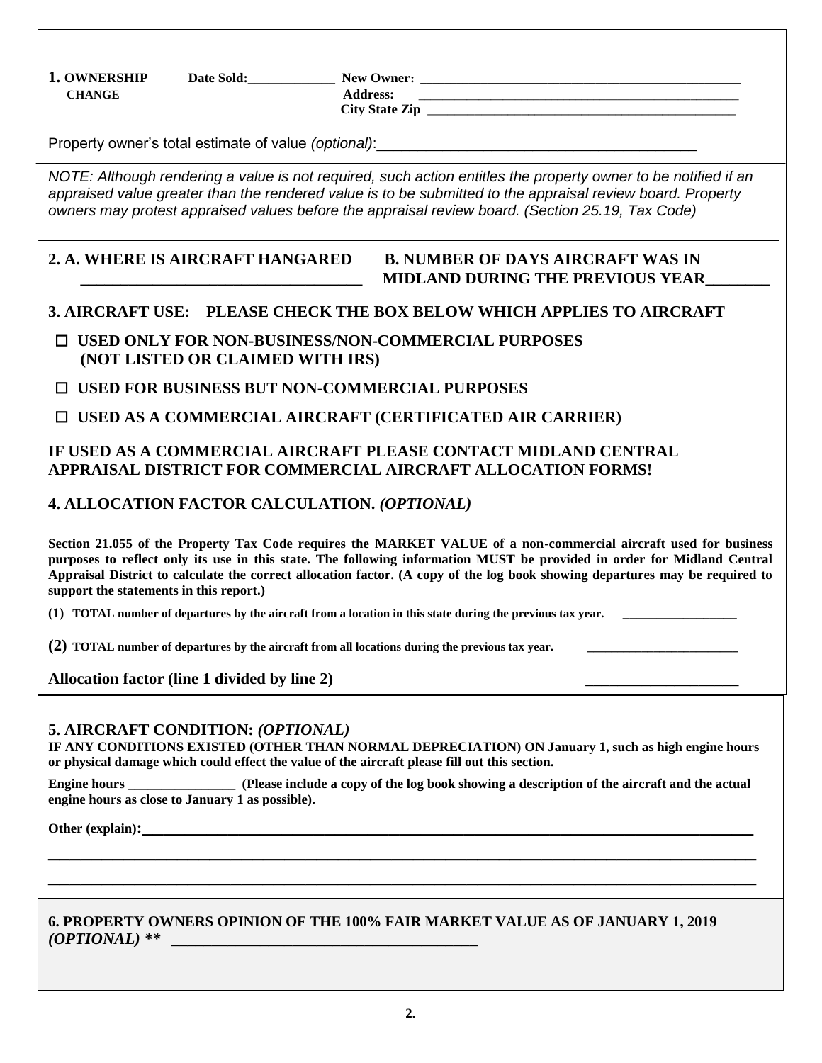**1. OWNERSHIP CHANGE** **Date Sold:**\_\_\_\_\_\_\_\_\_\_\_\_ **New Owner:** \_\_\_\_\_\_\_\_\_\_\_\_\_\_\_\_\_\_\_\_\_\_\_\_\_\_\_\_\_\_\_\_\_\_\_\_\_\_\_\_\_\_\_\_\_\_

**Address:** \_\_\_\_\_\_\_\_\_\_\_\_\_\_\_\_\_\_\_\_\_\_\_\_\_\_\_\_\_\_\_\_\_\_\_\_\_\_\_\_\_\_\_\_\_\_

**City State Zip** \_\_\_\_\_\_\_\_\_\_\_\_\_\_\_\_\_\_\_\_\_\_\_\_\_\_\_\_\_\_\_\_\_\_\_\_\_\_\_\_\_\_\_\_\_\_

Property owner's total estimate of value *(optional)*:\_\_\_\_\_\_\_\_\_\_\_\_\_\_\_\_\_\_\_\_\_\_\_\_\_\_\_\_\_\_\_\_\_\_\_\_\_\_\_\_

*NOTE: Although rendering a value is not required, such action entitles the property owner to be notified if an appraised value greater than the rendered value is to be submitted to the appraisal review board. Property owners may protest appraised values before the appraisal review board. (Section 25.19, Tax Code)*

**2. A. WHERE IS AIRCRAFT HANGARED** \_\_\_\_\_\_\_\_\_\_\_\_\_\_\_\_\_\_\_\_\_\_\_\_\_\_\_\_\_\_\_\_\_\_

**B. NUMBER OF DAYS AIRCRAFT WAS IN MIDLAND DURING THE PREVIOUS YEAR**\_\_\_\_\_\_\_\_

**3. AIRCRAFT USE: PLEASE CHECK THE BOX BELOW WHICH APPLIES TO AIRCRAFT**

- ☐ **USED ONLY FOR NON-BUSINESS/NON-COMMERCIAL PURPOSES (NOT LISTED OR CLAIMED WITH IRS)**
- ☐ **USED FOR BUSINESS BUT NON-COMMERCIAL PURPOSES**
- ☐ **USED AS A COMMERCIAL AIRCRAFT (CERTIFICATED AIR CARRIER)**

**IF USED AS A COMMERCIAL AIRCRAFT PLEASE CONTACT MIDLAND CENTRAL APPRAISAL DISTRICT FOR COMMERCIAL AIRCRAFT ALLOCATION FORMS!**

**4. ALLOCATION FACTOR CALCULATION.** ***(OPTIONAL)***

**Section 21.055 of the Property Tax Code requires the MARKET VALUE of a non-commercial aircraft used for business purposes to reflect only its use in this state. The following information MUST be provided in order for Midland Central Appraisal District to calculate the correct allocation factor. (A copy of the log book showing departures may be required to support the statements in this report.)**

**(1) TOTAL number of departures by the aircraft from a location in this state during the previous tax year.** \_\_\_\_\_\_\_\_\_\_\_\_\_\_\_\_\_\_

**(2) TOTAL number of departures by the aircraft from all locations during the previous tax year.** \_\_\_\_\_\_\_\_\_\_\_\_\_\_\_\_\_\_\_\_\_\_\_

**Allocation factor (line 1 divided by line 2)** \_\_\_\_\_\_\_\_\_\_\_\_\_\_\_\_\_\_\_\_

**5. AIRCRAFT CONDITION:** ***(OPTIONAL)***

**IF ANY CONDITIONS EXISTED (OTHER THAN NORMAL DEPRECIATION) ON January 1, such as high engine hours or physical damage which could effect the value of the aircraft please fill out this section.**

**Engine hours** \_\_\_\_\_\_\_\_\_\_\_\_\_\_\_\_ **(Please include a copy of the log book showing a description of the aircraft and the actual engine hours as close to January 1 as possible).**

**Other (explain):**\_\_\_\_\_\_\_\_\_\_\_\_\_\_\_\_\_\_\_\_\_\_\_\_\_\_\_\_\_\_\_\_\_\_\_\_\_\_\_\_\_\_\_\_\_\_\_\_\_\_\_\_\_\_\_\_\_\_\_\_\_\_\_\_\_\_\_\_\_\_\_\_\_\_\_\_\_\_\_\_\_\_\_\_

\_\_\_\_\_\_\_\_\_\_\_\_\_\_\_\_\_\_\_\_\_\_\_\_\_\_\_\_\_\_\_\_\_\_\_\_\_\_\_\_\_\_\_\_\_\_\_\_\_\_\_\_\_\_\_\_\_\_\_\_\_\_\_\_\_\_\_\_\_\_\_\_\_\_\_\_\_\_\_\_\_\_\_\_\_\_\_\_\_\_\_\_\_\_

\_\_\_\_\_\_\_\_\_\_\_\_\_\_\_\_\_\_\_\_\_\_\_\_\_\_\_\_\_\_\_\_\_\_\_\_\_\_\_\_\_\_\_\_\_\_\_\_\_\_\_\_\_\_\_\_\_\_\_\_\_\_\_\_\_\_\_\_\_\_\_\_\_\_\_\_\_\_\_\_\_\_\_\_\_\_\_\_\_\_\_\_\_\_

**6. PROPERTY OWNERS OPINION OF THE 100% FAIR MARKET VALUE AS OF JANUARY 1, 2019** ***(OPTIONAL)* \*\*** \_\_\_\_\_\_\_\_\_\_\_\_\_\_\_\_\_\_\_\_\_\_\_\_\_\_\_\_\_\_\_\_\_\_\_\_\_\_\_\_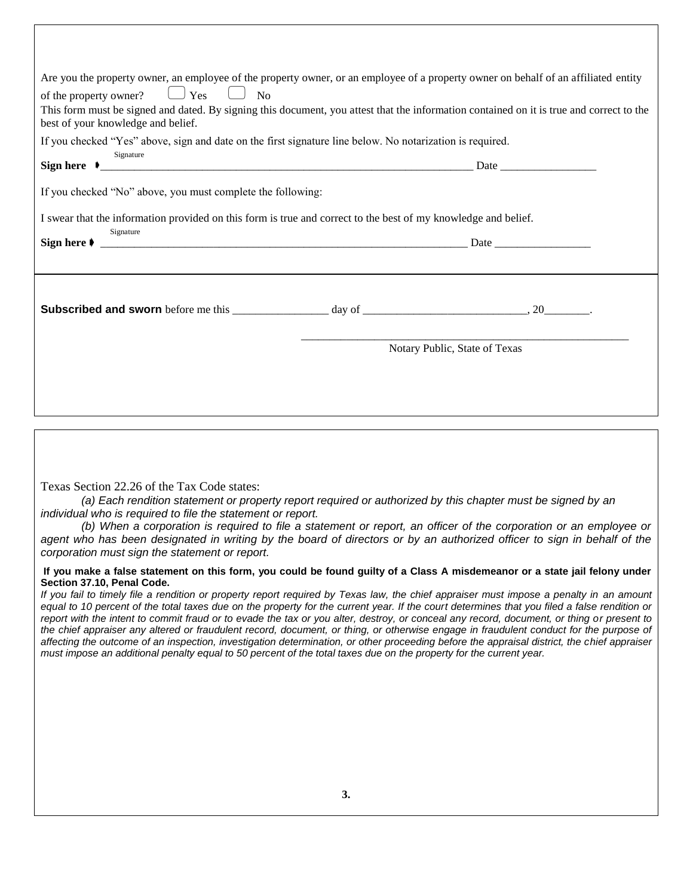Are you the property owner, an employee of the property owner, or an employee of a property owner on behalf of an affiliated entity of the property owner? ☐ Yes ☐ No

This form must be signed and dated. By signing this document, you attest that the information contained on it is true and correct to the best of your knowledge and belief.

If you checked "Yes" above, sign and date on the first signature line below. No notarization is required.

**Sign here** ➧ Signature ____________________________________________________________ Date _________________

If you checked "No" above, you must complete the following:

I swear that the information provided on this form is true and correct to the best of my knowledge and belief.

**Sign here** ➧ Signature ____________________________________________________________ Date _________________

**Subscribed and sworn** before me this _________________ day of _____________________________, 20________.

_______________________________________________________

Notary Public, State of Texas

Texas Section 22.26 of the Tax Code states:

*(a) Each rendition statement or property report required or authorized by this chapter must be signed by an individual who is required to file the statement or report.*

*(b) When a corporation is required to file a statement or report, an officer of the corporation or an employee or agent who has been designated in writing by the board of directors or by an authorized officer to sign in behalf of the corporation must sign the statement or report.*

**If you make a false statement on this form, you could be found guilty of a Class A misdemeanor or a state jail felony under Section 37.10, Penal Code.**

*If you fail to timely file a rendition or property report required by Texas law, the chief appraiser must impose a penalty in an amount equal to 10 percent of the total taxes due on the property for the current year. If the court determines that you filed a false rendition or report with the intent to commit fraud or to evade the tax or you alter, destroy, or conceal any record, document, or thing or present to the chief appraiser any altered or fraudulent record, document, or thing, or otherwise engage in fraudulent conduct for the purpose of affecting the outcome of an inspection, investigation determination, or other proceeding before the appraisal district, the chief appraiser must impose an additional penalty equal to 50 percent of the total taxes due on the property for the current year.*